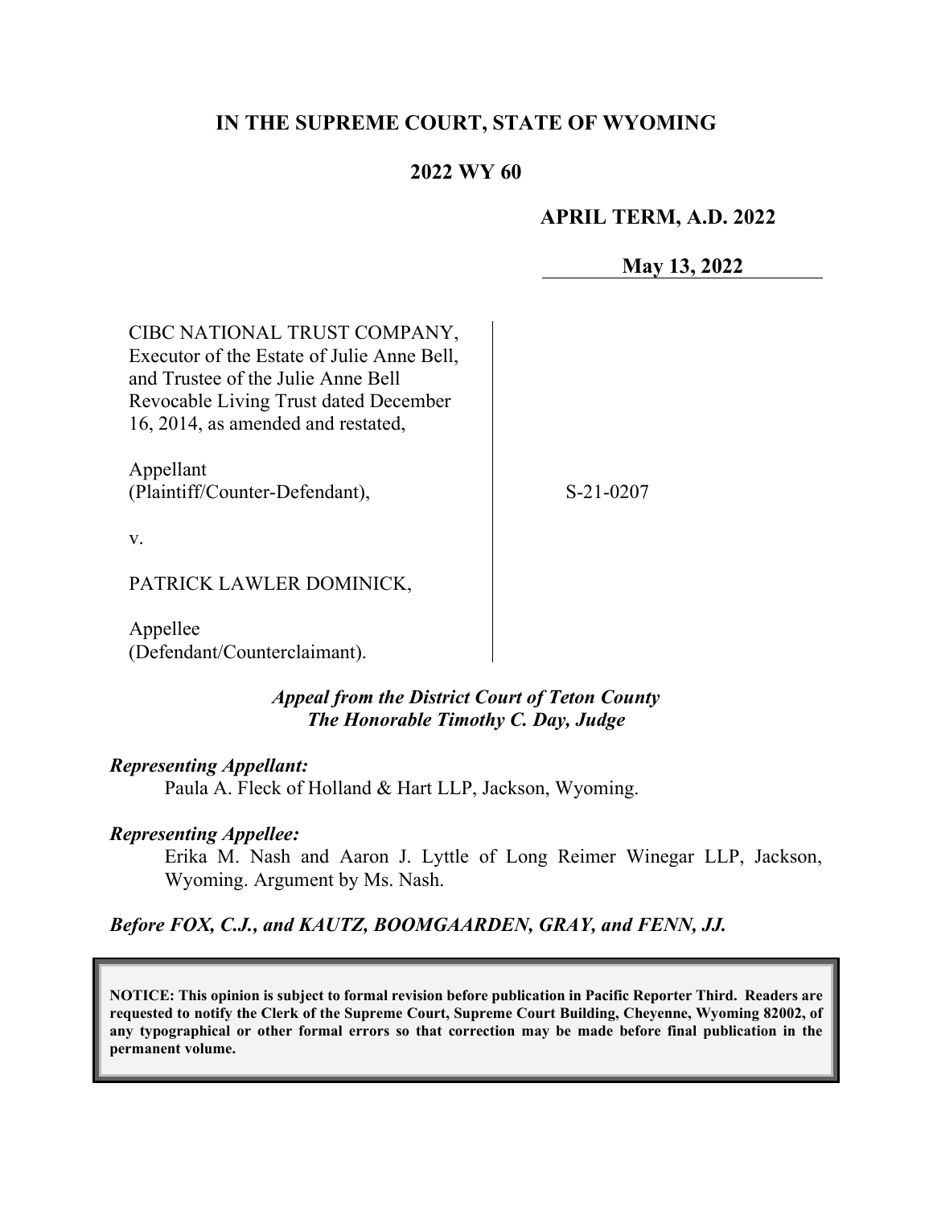# IN THE SUPREME COURT, STATE OF WYOMING

## 2022 WY 60

**APRIL TERM, A.D. 2022**

**May 13, 2022**

CIBC NATIONAL TRUST COMPANY, Executor of the Estate of Julie Anne Bell, and Trustee of the Julie Anne Bell Revocable Living Trust dated December 16, 2014, as amended and restated,

Appellant (Plaintiff/Counter-Defendant),

v.

PATRICK LAWLER DOMINICK,

Appellee (Defendant/Counterclaimant).

S-21-0207

***Appeal from the District Court of Teton County***
***The Honorable Timothy C. Day, Judge***

***Representing Appellant:***

Paula A. Fleck of Holland & Hart LLP, Jackson, Wyoming.

***Representing Appellee:***

Erika M. Nash and Aaron J. Lyttle of Long Reimer Winegar LLP, Jackson, Wyoming. Argument by Ms. Nash.

***Before FOX, C.J., and KAUTZ, BOOMGAARDEN, GRAY, and FENN, JJ.***

**NOTICE: This opinion is subject to formal revision before publication in Pacific Reporter Third. Readers are requested to notify the Clerk of the Supreme Court, Supreme Court Building, Cheyenne, Wyoming 82002, of any typographical or other formal errors so that correction may be made before final publication in the permanent volume.**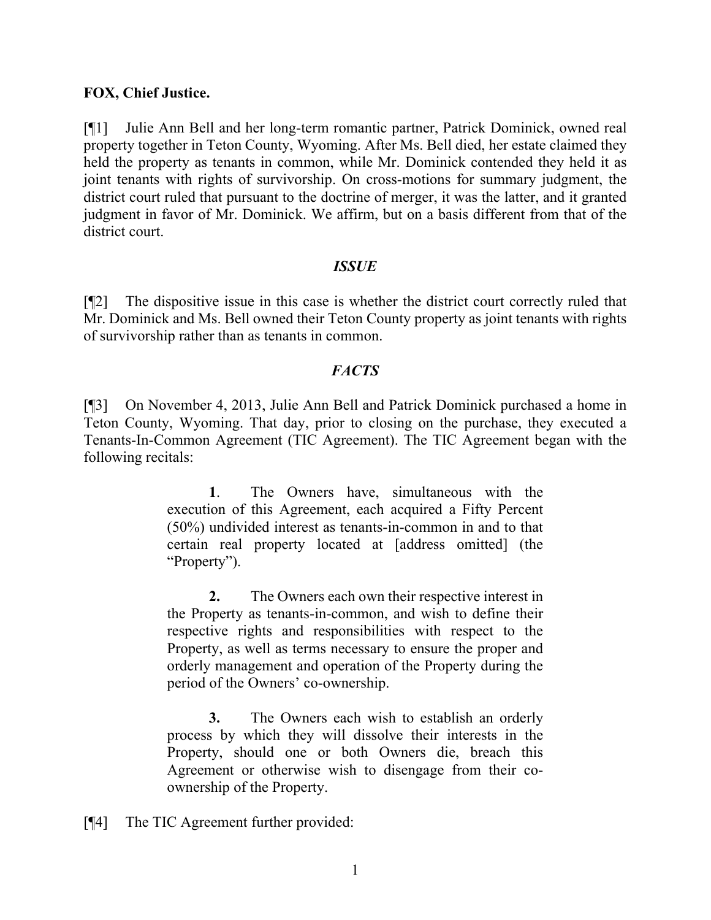**FOX, Chief Justice.**

[¶1] Julie Ann Bell and her long-term romantic partner, Patrick Dominick, owned real property together in Teton County, Wyoming. After Ms. Bell died, her estate claimed they held the property as tenants in common, while Mr. Dominick contended they held it as joint tenants with rights of survivorship. On cross-motions for summary judgment, the district court ruled that pursuant to the doctrine of merger, it was the latter, and it granted judgment in favor of Mr. Dominick. We affirm, but on a basis different from that of the district court.

### *ISSUE*

[¶2] The dispositive issue in this case is whether the district court correctly ruled that Mr. Dominick and Ms. Bell owned their Teton County property as joint tenants with rights of survivorship rather than as tenants in common.

### *FACTS*

[¶3] On November 4, 2013, Julie Ann Bell and Patrick Dominick purchased a home in Teton County, Wyoming. That day, prior to closing on the purchase, they executed a Tenants-In-Common Agreement (TIC Agreement). The TIC Agreement began with the following recitals:

> **1**. The Owners have, simultaneous with the execution of this Agreement, each acquired a Fifty Percent (50%) undivided interest as tenants-in-common in and to that certain real property located at [address omitted] (the "Property").
>
> **2.** The Owners each own their respective interest in the Property as tenants-in-common, and wish to define their respective rights and responsibilities with respect to the Property, as well as terms necessary to ensure the proper and orderly management and operation of the Property during the period of the Owners' co-ownership.
>
> **3.** The Owners each wish to establish an orderly process by which they will dissolve their interests in the Property, should one or both Owners die, breach this Agreement or otherwise wish to disengage from their co-ownership of the Property.

[¶4] The TIC Agreement further provided: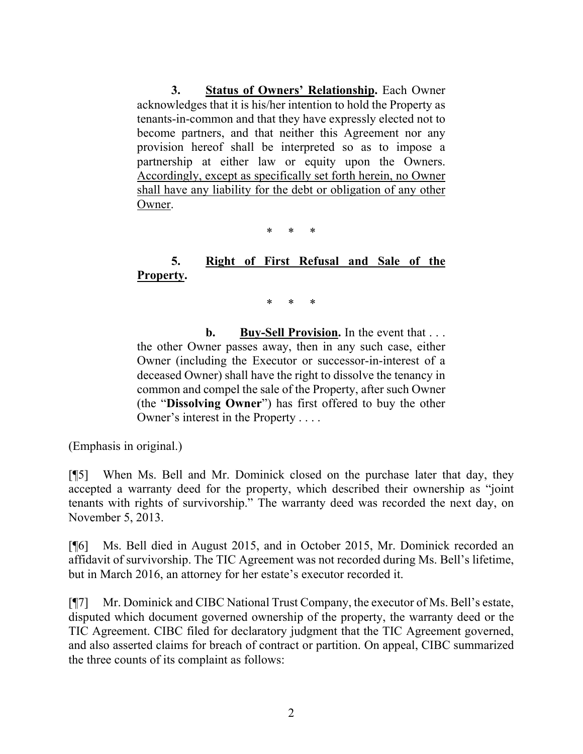> **3.** **<u>Status of Owners' Relationship</u>.** Each Owner acknowledges that it is his/her intention to hold the Property as tenants-in-common and that they have expressly elected not to become partners, and that neither this Agreement nor any provision hereof shall be interpreted so as to impose a partnership at either law or equity upon the Owners. <u>Accordingly, except as specifically set forth herein, no Owner shall have any liability for the debt or obligation of any other Owner</u>.
>
> \* \* \*
>
> **5.** **<u>Right of First Refusal and Sale of the Property</u>.**
>
> \* \* \*
>
> **b.** **<u>Buy-Sell Provision</u>.** In the event that . . . the other Owner passes away, then in any such case, either Owner (including the Executor or successor-in-interest of a deceased Owner) shall have the right to dissolve the tenancy in common and compel the sale of the Property, after such Owner (the "**Dissolving Owner**") has first offered to buy the other Owner's interest in the Property . . . .

(Emphasis in original.)

[¶5] When Ms. Bell and Mr. Dominick closed on the purchase later that day, they accepted a warranty deed for the property, which described their ownership as "joint tenants with rights of survivorship." The warranty deed was recorded the next day, on November 5, 2013.

[¶6] Ms. Bell died in August 2015, and in October 2015, Mr. Dominick recorded an affidavit of survivorship. The TIC Agreement was not recorded during Ms. Bell's lifetime, but in March 2016, an attorney for her estate's executor recorded it.

[¶7] Mr. Dominick and CIBC National Trust Company, the executor of Ms. Bell's estate, disputed which document governed ownership of the property, the warranty deed or the TIC Agreement. CIBC filed for declaratory judgment that the TIC Agreement governed, and also asserted claims for breach of contract or partition. On appeal, CIBC summarized the three counts of its complaint as follows: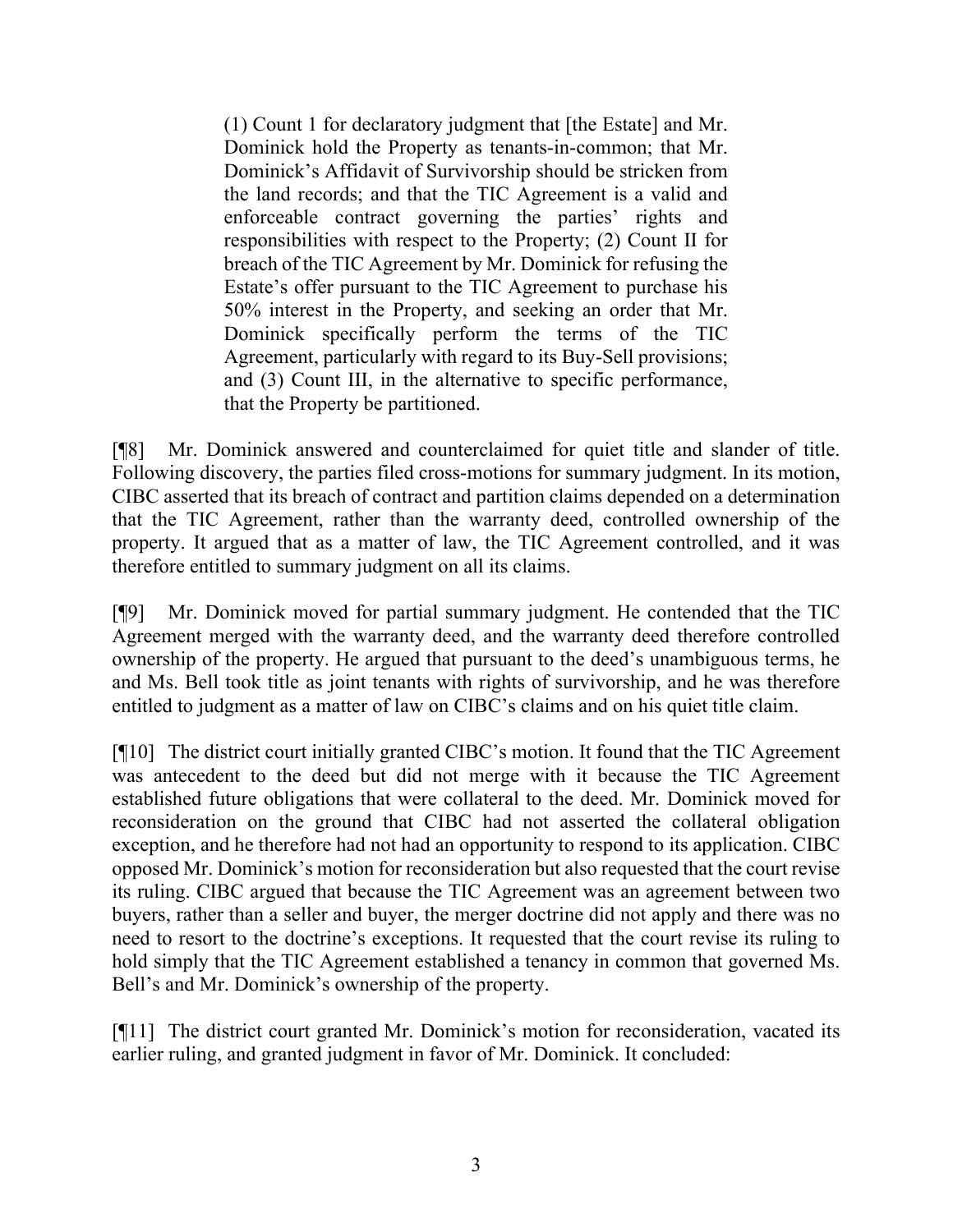> (1) Count 1 for declaratory judgment that [the Estate] and Mr. Dominick hold the Property as tenants-in-common; that Mr. Dominick's Affidavit of Survivorship should be stricken from the land records; and that the TIC Agreement is a valid and enforceable contract governing the parties' rights and responsibilities with respect to the Property; (2) Count II for breach of the TIC Agreement by Mr. Dominick for refusing the Estate's offer pursuant to the TIC Agreement to purchase his 50% interest in the Property, and seeking an order that Mr. Dominick specifically perform the terms of the TIC Agreement, particularly with regard to its Buy-Sell provisions; and (3) Count III, in the alternative to specific performance, that the Property be partitioned.

[¶8] Mr. Dominick answered and counterclaimed for quiet title and slander of title. Following discovery, the parties filed cross-motions for summary judgment. In its motion, CIBC asserted that its breach of contract and partition claims depended on a determination that the TIC Agreement, rather than the warranty deed, controlled ownership of the property. It argued that as a matter of law, the TIC Agreement controlled, and it was therefore entitled to summary judgment on all its claims.

[¶9] Mr. Dominick moved for partial summary judgment. He contended that the TIC Agreement merged with the warranty deed, and the warranty deed therefore controlled ownership of the property. He argued that pursuant to the deed's unambiguous terms, he and Ms. Bell took title as joint tenants with rights of survivorship, and he was therefore entitled to judgment as a matter of law on CIBC's claims and on his quiet title claim.

[¶10] The district court initially granted CIBC's motion. It found that the TIC Agreement was antecedent to the deed but did not merge with it because the TIC Agreement established future obligations that were collateral to the deed. Mr. Dominick moved for reconsideration on the ground that CIBC had not asserted the collateral obligation exception, and he therefore had not had an opportunity to respond to its application. CIBC opposed Mr. Dominick's motion for reconsideration but also requested that the court revise its ruling. CIBC argued that because the TIC Agreement was an agreement between two buyers, rather than a seller and buyer, the merger doctrine did not apply and there was no need to resort to the doctrine's exceptions. It requested that the court revise its ruling to hold simply that the TIC Agreement established a tenancy in common that governed Ms. Bell's and Mr. Dominick's ownership of the property.

[¶11] The district court granted Mr. Dominick's motion for reconsideration, vacated its earlier ruling, and granted judgment in favor of Mr. Dominick. It concluded: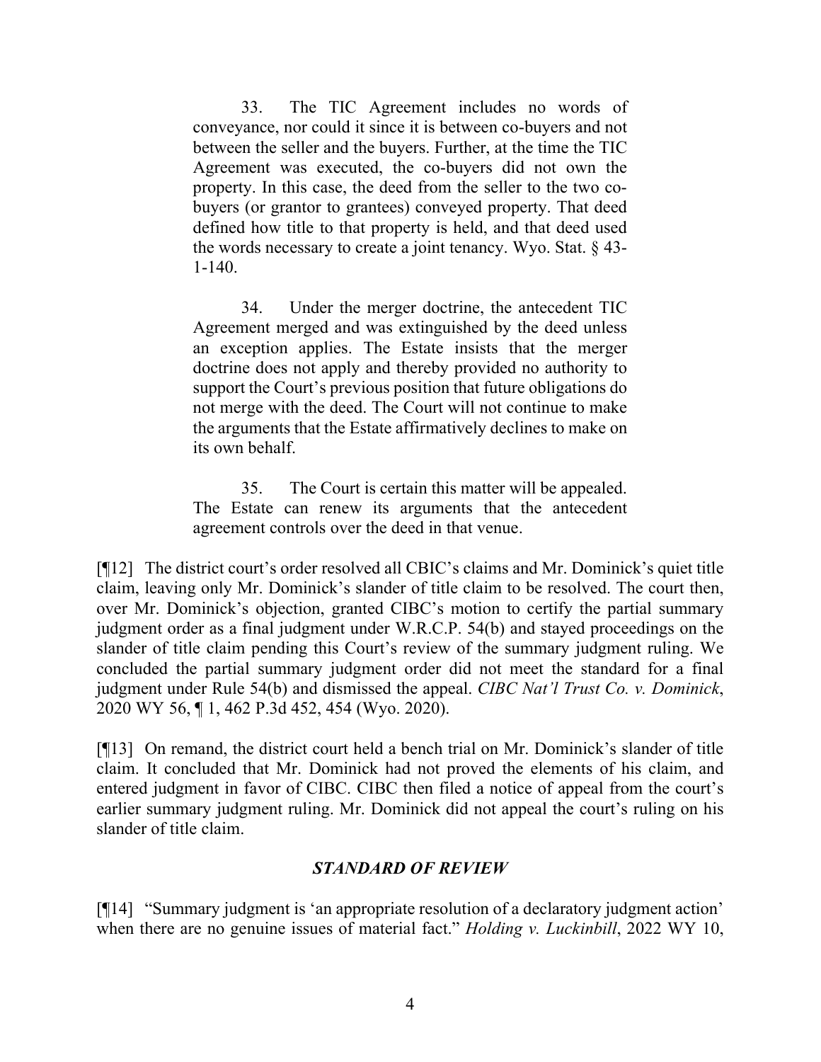> 33. The TIC Agreement includes no words of conveyance, nor could it since it is between co-buyers and not between the seller and the buyers. Further, at the time the TIC Agreement was executed, the co-buyers did not own the property. In this case, the deed from the seller to the two co-buyers (or grantor to grantees) conveyed property. That deed defined how title to that property is held, and that deed used the words necessary to create a joint tenancy. Wyo. Stat. § 43-1-140.
>
> 34. Under the merger doctrine, the antecedent TIC Agreement merged and was extinguished by the deed unless an exception applies. The Estate insists that the merger doctrine does not apply and thereby provided no authority to support the Court's previous position that future obligations do not merge with the deed. The Court will not continue to make the arguments that the Estate affirmatively declines to make on its own behalf.
>
> 35. The Court is certain this matter will be appealed. The Estate can renew its arguments that the antecedent agreement controls over the deed in that venue.

[¶12] The district court's order resolved all CBIC's claims and Mr. Dominick's quiet title claim, leaving only Mr. Dominick's slander of title claim to be resolved. The court then, over Mr. Dominick's objection, granted CIBC's motion to certify the partial summary judgment order as a final judgment under W.R.C.P. 54(b) and stayed proceedings on the slander of title claim pending this Court's review of the summary judgment ruling. We concluded the partial summary judgment order did not meet the standard for a final judgment under Rule 54(b) and dismissed the appeal. *CIBC Nat'l Trust Co. v. Dominick*, 2020 WY 56, ¶ 1, 462 P.3d 452, 454 (Wyo. 2020).

[¶13] On remand, the district court held a bench trial on Mr. Dominick's slander of title claim. It concluded that Mr. Dominick had not proved the elements of his claim, and entered judgment in favor of CIBC. CIBC then filed a notice of appeal from the court's earlier summary judgment ruling. Mr. Dominick did not appeal the court's ruling on his slander of title claim.

## *STANDARD OF REVIEW*

[¶14] "Summary judgment is 'an appropriate resolution of a declaratory judgment action' when there are no genuine issues of material fact." *Holding v. Luckinbill*, 2022 WY 10,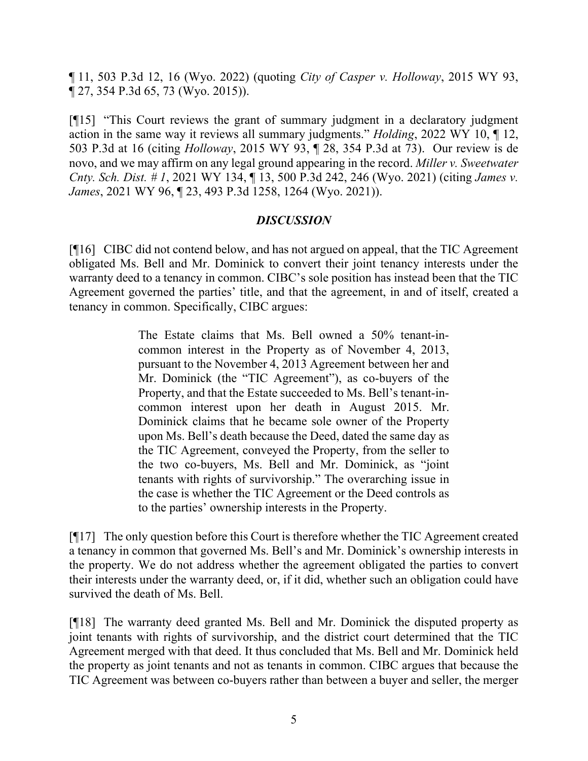¶ 11, 503 P.3d 12, 16 (Wyo. 2022) (quoting *City of Casper v. Holloway*, 2015 WY 93, ¶ 27, 354 P.3d 65, 73 (Wyo. 2015)).

[¶15] "This Court reviews the grant of summary judgment in a declaratory judgment action in the same way it reviews all summary judgments." *Holding*, 2022 WY 10, ¶ 12, 503 P.3d at 16 (citing *Holloway*, 2015 WY 93, ¶ 28, 354 P.3d at 73). Our review is de novo, and we may affirm on any legal ground appearing in the record. *Miller v. Sweetwater Cnty. Sch. Dist. # 1*, 2021 WY 134, ¶ 13, 500 P.3d 242, 246 (Wyo. 2021) (citing *James v. James*, 2021 WY 96, ¶ 23, 493 P.3d 1258, 1264 (Wyo. 2021)).

## *DISCUSSION*

[¶16] CIBC did not contend below, and has not argued on appeal, that the TIC Agreement obligated Ms. Bell and Mr. Dominick to convert their joint tenancy interests under the warranty deed to a tenancy in common. CIBC's sole position has instead been that the TIC Agreement governed the parties' title, and that the agreement, in and of itself, created a tenancy in common. Specifically, CIBC argues:

> The Estate claims that Ms. Bell owned a 50% tenant-in-common interest in the Property as of November 4, 2013, pursuant to the November 4, 2013 Agreement between her and Mr. Dominick (the "TIC Agreement"), as co-buyers of the Property, and that the Estate succeeded to Ms. Bell's tenant-in-common interest upon her death in August 2015. Mr. Dominick claims that he became sole owner of the Property upon Ms. Bell's death because the Deed, dated the same day as the TIC Agreement, conveyed the Property, from the seller to the two co-buyers, Ms. Bell and Mr. Dominick, as "joint tenants with rights of survivorship." The overarching issue in the case is whether the TIC Agreement or the Deed controls as to the parties' ownership interests in the Property.

[¶17] The only question before this Court is therefore whether the TIC Agreement created a tenancy in common that governed Ms. Bell's and Mr. Dominick's ownership interests in the property. We do not address whether the agreement obligated the parties to convert their interests under the warranty deed, or, if it did, whether such an obligation could have survived the death of Ms. Bell.

[¶18] The warranty deed granted Ms. Bell and Mr. Dominick the disputed property as joint tenants with rights of survivorship, and the district court determined that the TIC Agreement merged with that deed. It thus concluded that Ms. Bell and Mr. Dominick held the property as joint tenants and not as tenants in common. CIBC argues that because the TIC Agreement was between co-buyers rather than between a buyer and seller, the merger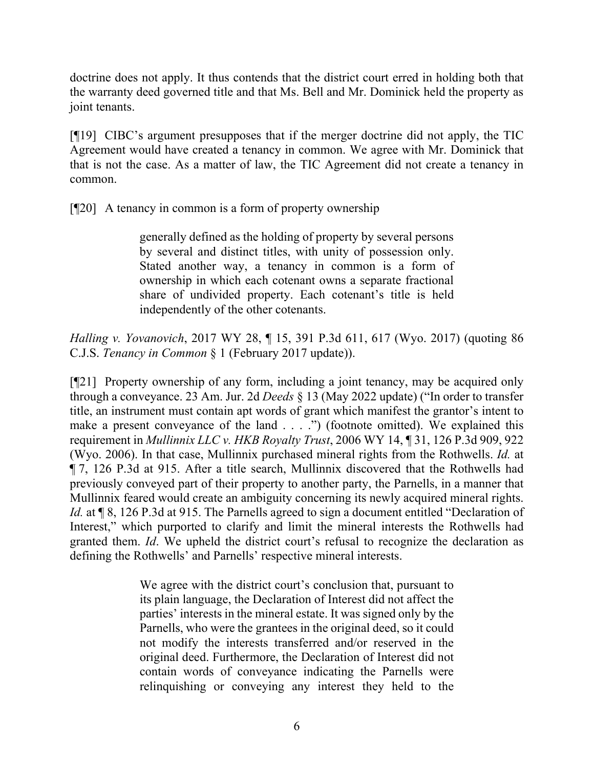doctrine does not apply. It thus contends that the district court erred in holding both that the warranty deed governed title and that Ms. Bell and Mr. Dominick held the property as joint tenants.

[¶19] CIBC's argument presupposes that if the merger doctrine did not apply, the TIC Agreement would have created a tenancy in common. We agree with Mr. Dominick that that is not the case. As a matter of law, the TIC Agreement did not create a tenancy in common.

[¶20] A tenancy in common is a form of property ownership

> generally defined as the holding of property by several persons by several and distinct titles, with unity of possession only. Stated another way, a tenancy in common is a form of ownership in which each cotenant owns a separate fractional share of undivided property. Each cotenant's title is held independently of the other cotenants.

*Halling v. Yovanovich*, 2017 WY 28, ¶ 15, 391 P.3d 611, 617 (Wyo. 2017) (quoting 86 C.J.S. *Tenancy in Common* § 1 (February 2017 update)).

[¶21] Property ownership of any form, including a joint tenancy, may be acquired only through a conveyance. 23 Am. Jur. 2d *Deeds* § 13 (May 2022 update) ("In order to transfer title, an instrument must contain apt words of grant which manifest the grantor's intent to make a present conveyance of the land . . . .") (footnote omitted). We explained this requirement in *Mullinnix LLC v. HKB Royalty Trust*, 2006 WY 14, ¶ 31, 126 P.3d 909, 922 (Wyo. 2006). In that case, Mullinnix purchased mineral rights from the Rothwells. *Id.* at ¶ 7, 126 P.3d at 915. After a title search, Mullinnix discovered that the Rothwells had previously conveyed part of their property to another party, the Parnells, in a manner that Mullinnix feared would create an ambiguity concerning its newly acquired mineral rights. *Id.* at ¶ 8, 126 P.3d at 915. The Parnells agreed to sign a document entitled "Declaration of Interest," which purported to clarify and limit the mineral interests the Rothwells had granted them. *Id*. We upheld the district court's refusal to recognize the declaration as defining the Rothwells' and Parnells' respective mineral interests.

> We agree with the district court's conclusion that, pursuant to its plain language, the Declaration of Interest did not affect the parties' interests in the mineral estate. It was signed only by the Parnells, who were the grantees in the original deed, so it could not modify the interests transferred and/or reserved in the original deed. Furthermore, the Declaration of Interest did not contain words of conveyance indicating the Parnells were relinquishing or conveying any interest they held to the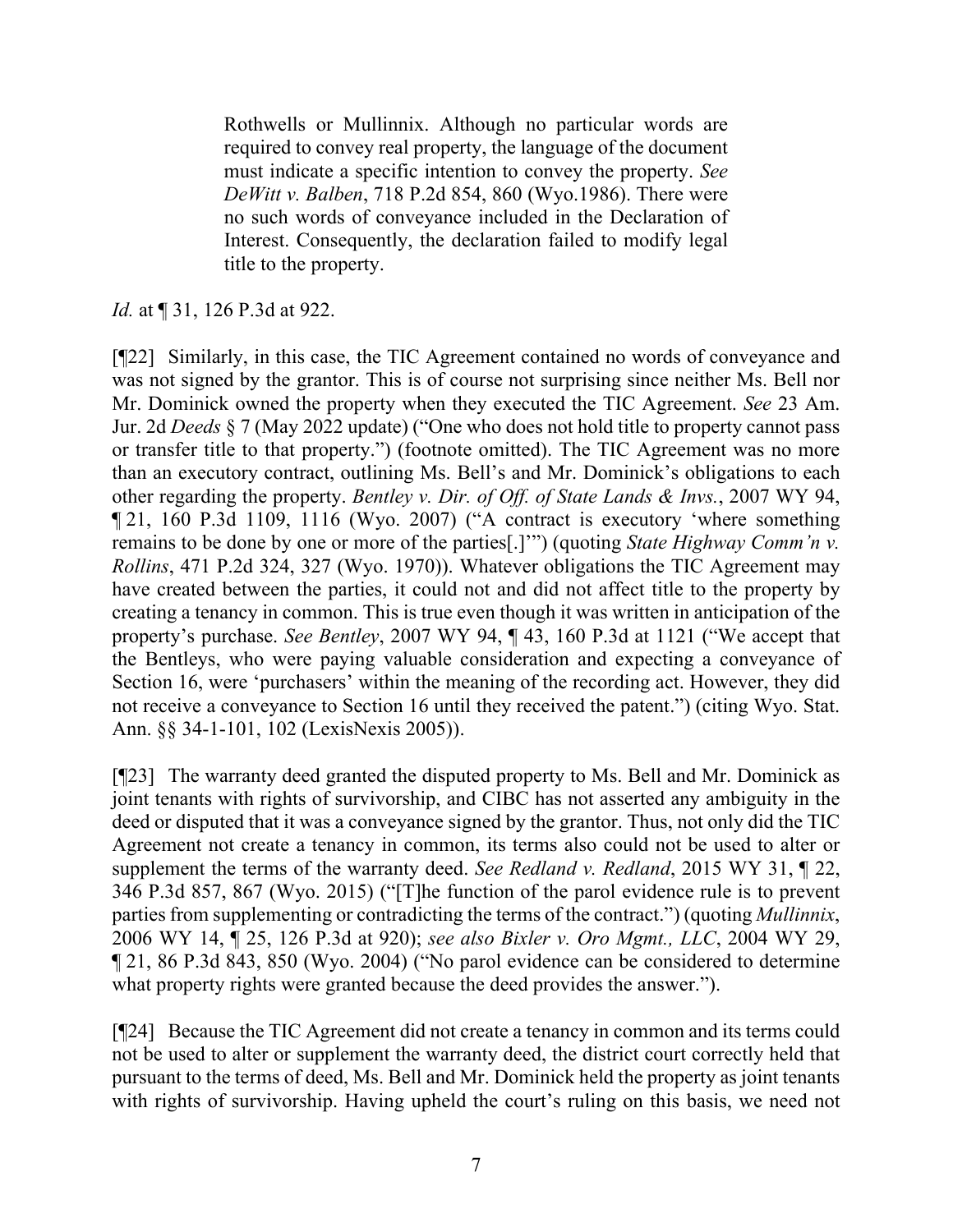> Rothwells or Mullinnix. Although no particular words are required to convey real property, the language of the document must indicate a specific intention to convey the property. *See DeWitt v. Balben*, 718 P.2d 854, 860 (Wyo.1986). There were no such words of conveyance included in the Declaration of Interest. Consequently, the declaration failed to modify legal title to the property.

*Id.* at ¶ 31, 126 P.3d at 922.

[¶22] Similarly, in this case, the TIC Agreement contained no words of conveyance and was not signed by the grantor. This is of course not surprising since neither Ms. Bell nor Mr. Dominick owned the property when they executed the TIC Agreement. *See* 23 Am. Jur. 2d *Deeds* § 7 (May 2022 update) ("One who does not hold title to property cannot pass or transfer title to that property.") (footnote omitted). The TIC Agreement was no more than an executory contract, outlining Ms. Bell's and Mr. Dominick's obligations to each other regarding the property. *Bentley v. Dir. of Off. of State Lands & Invs.*, 2007 WY 94, ¶ 21, 160 P.3d 1109, 1116 (Wyo. 2007) ("A contract is executory 'where something remains to be done by one or more of the parties[.]'") (quoting *State Highway Comm'n v. Rollins*, 471 P.2d 324, 327 (Wyo. 1970)). Whatever obligations the TIC Agreement may have created between the parties, it could not and did not affect title to the property by creating a tenancy in common. This is true even though it was written in anticipation of the property's purchase. *See Bentley*, 2007 WY 94, ¶ 43, 160 P.3d at 1121 ("We accept that the Bentleys, who were paying valuable consideration and expecting a conveyance of Section 16, were 'purchasers' within the meaning of the recording act. However, they did not receive a conveyance to Section 16 until they received the patent.") (citing Wyo. Stat. Ann. §§ 34-1-101, 102 (LexisNexis 2005)).

[¶23] The warranty deed granted the disputed property to Ms. Bell and Mr. Dominick as joint tenants with rights of survivorship, and CIBC has not asserted any ambiguity in the deed or disputed that it was a conveyance signed by the grantor. Thus, not only did the TIC Agreement not create a tenancy in common, its terms also could not be used to alter or supplement the terms of the warranty deed. *See Redland v. Redland*, 2015 WY 31, ¶ 22, 346 P.3d 857, 867 (Wyo. 2015) ("[T]he function of the parol evidence rule is to prevent parties from supplementing or contradicting the terms of the contract.") (quoting *Mullinnix*, 2006 WY 14, ¶ 25, 126 P.3d at 920); *see also Bixler v. Oro Mgmt., LLC*, 2004 WY 29, ¶ 21, 86 P.3d 843, 850 (Wyo. 2004) ("No parol evidence can be considered to determine what property rights were granted because the deed provides the answer.").

[¶24] Because the TIC Agreement did not create a tenancy in common and its terms could not be used to alter or supplement the warranty deed, the district court correctly held that pursuant to the terms of deed, Ms. Bell and Mr. Dominick held the property as joint tenants with rights of survivorship. Having upheld the court's ruling on this basis, we need not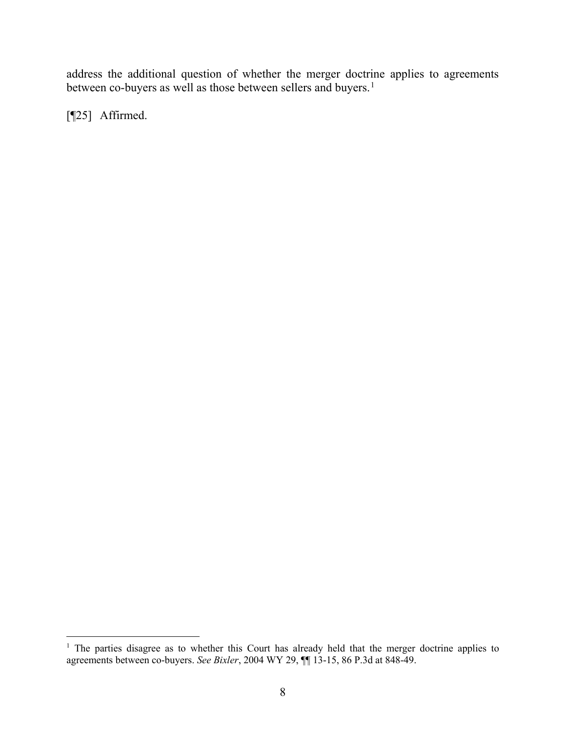address the additional question of whether the merger doctrine applies to agreements between co-buyers as well as those between sellers and buyers.[1]

[¶25] Affirmed.

---

[1] The parties disagree as to whether this Court has already held that the merger doctrine applies to agreements between co-buyers. *See Bixler*, 2004 WY 29, ¶¶ 13-15, 86 P.3d at 848-49.